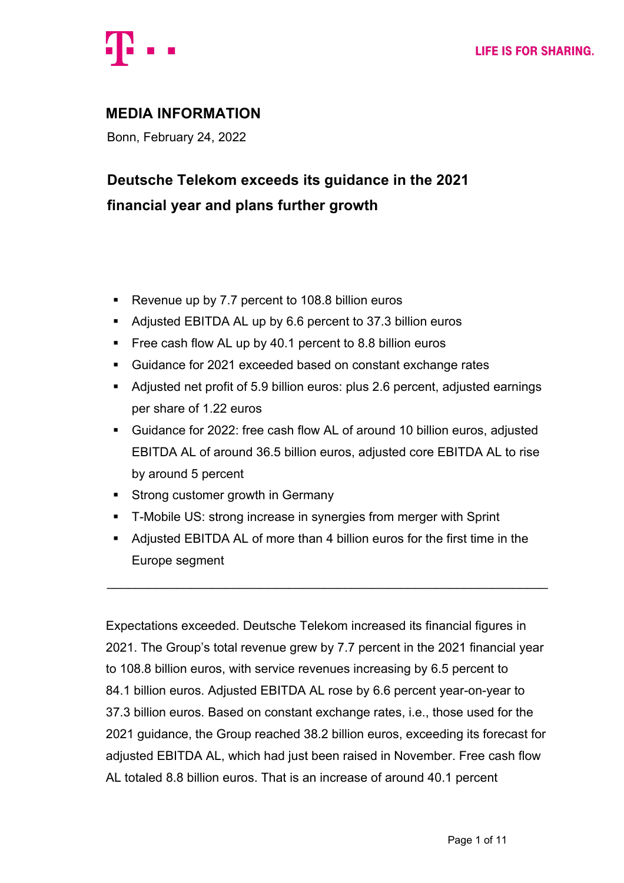LIFE IS FOR SHARING.

## MEDIA INFORMATION

Bonn, February 24, 2022

# Deutsche Telekom exceeds its guidance in the 2021 financial year and plans further growth

- Revenue up by 7.7 percent to 108.8 billion euros
- Adjusted EBITDA AL up by 6.6 percent to 37.3 billion euros
- Free cash flow AL up by 40.1 percent to 8.8 billion euros
- Guidance for 2021 exceeded based on constant exchange rates
- Adjusted net profit of 5.9 billion euros: plus 2.6 percent, adjusted earnings per share of 1.22 euros
- Guidance for 2022: free cash flow AL of around 10 billion euros, adjusted EBITDA AL of around 36.5 billion euros, adjusted core EBITDA AL to rise by around 5 percent
- Strong customer growth in Germany
- T-Mobile US: strong increase in synergies from merger with Sprint
- Adjusted EBITDA AL of more than 4 billion euros for the first time in the Europe segment

---

Expectations exceeded. Deutsche Telekom increased its financial figures in 2021. The Group's total revenue grew by 7.7 percent in the 2021 financial year to 108.8 billion euros, with service revenues increasing by 6.5 percent to 84.1 billion euros. Adjusted EBITDA AL rose by 6.6 percent year-on-year to 37.3 billion euros. Based on constant exchange rates, i.e., those used for the 2021 guidance, the Group reached 38.2 billion euros, exceeding its forecast for adjusted EBITDA AL, which had just been raised in November. Free cash flow AL totaled 8.8 billion euros. That is an increase of around 40.1 percent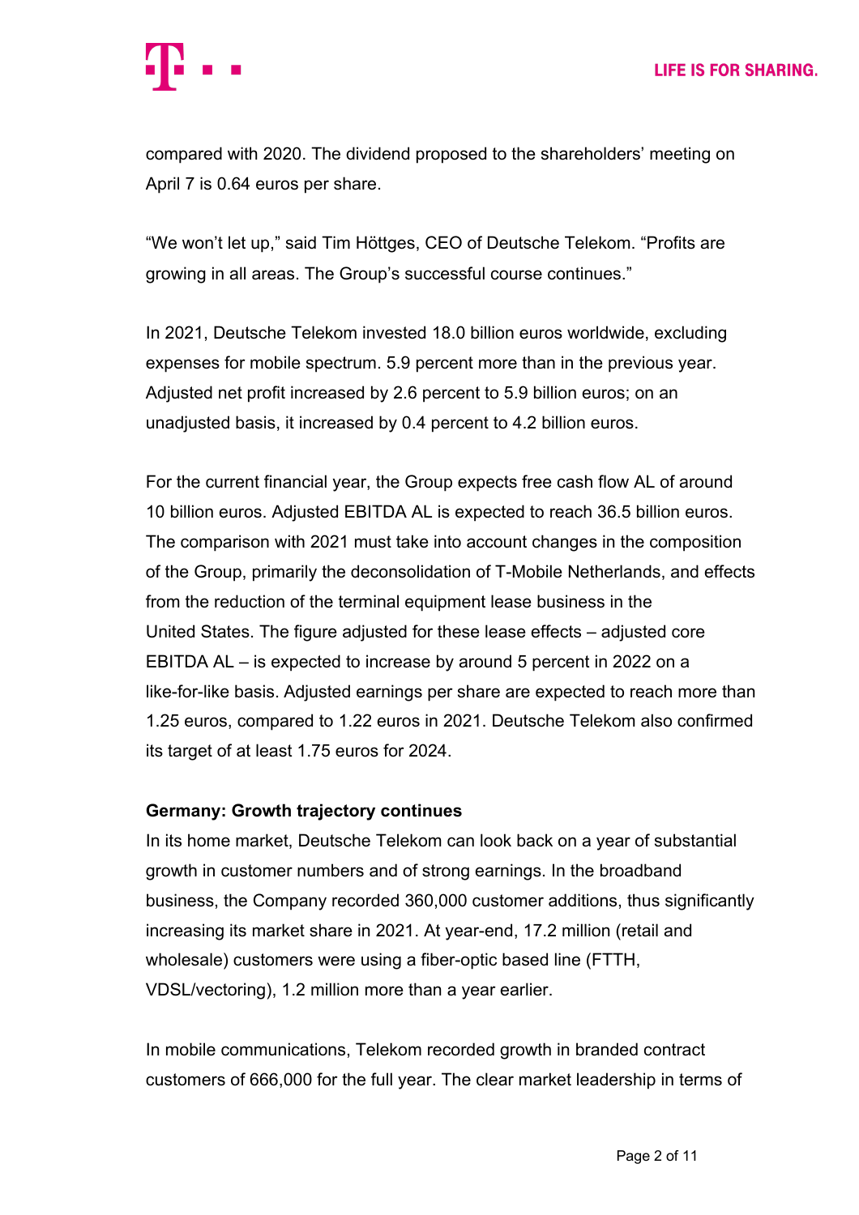compared with 2020. The dividend proposed to the shareholders' meeting on April 7 is 0.64 euros per share.

"We won't let up," said Tim Höttges, CEO of Deutsche Telekom. "Profits are growing in all areas. The Group's successful course continues."

In 2021, Deutsche Telekom invested 18.0 billion euros worldwide, excluding expenses for mobile spectrum. 5.9 percent more than in the previous year. Adjusted net profit increased by 2.6 percent to 5.9 billion euros; on an unadjusted basis, it increased by 0.4 percent to 4.2 billion euros.

For the current financial year, the Group expects free cash flow AL of around 10 billion euros. Adjusted EBITDA AL is expected to reach 36.5 billion euros. The comparison with 2021 must take into account changes in the composition of the Group, primarily the deconsolidation of T-Mobile Netherlands, and effects from the reduction of the terminal equipment lease business in the United States. The figure adjusted for these lease effects – adjusted core EBITDA AL – is expected to increase by around 5 percent in 2022 on a like-for-like basis. Adjusted earnings per share are expected to reach more than 1.25 euros, compared to 1.22 euros in 2021. Deutsche Telekom also confirmed its target of at least 1.75 euros for 2024.

**Germany: Growth trajectory continues**

In its home market, Deutsche Telekom can look back on a year of substantial growth in customer numbers and of strong earnings. In the broadband business, the Company recorded 360,000 customer additions, thus significantly increasing its market share in 2021. At year-end, 17.2 million (retail and wholesale) customers were using a fiber-optic based line (FTTH, VDSL/vectoring), 1.2 million more than a year earlier.

In mobile communications, Telekom recorded growth in branded contract customers of 666,000 for the full year. The clear market leadership in terms of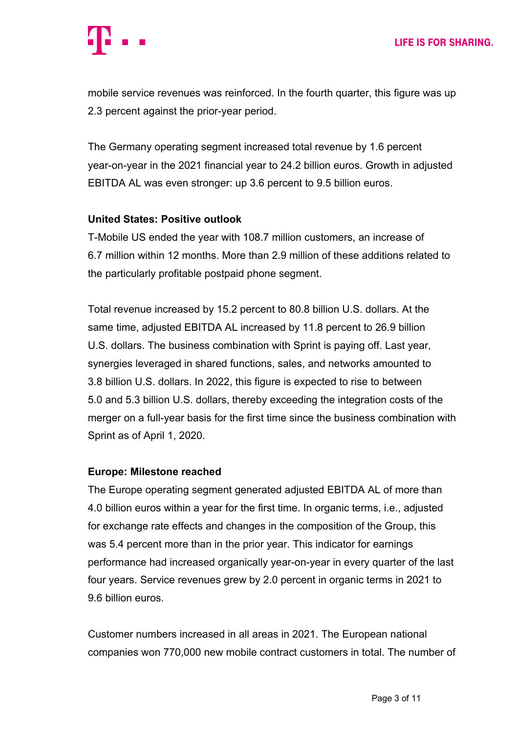mobile service revenues was reinforced. In the fourth quarter, this figure was up 2.3 percent against the prior-year period.

The Germany operating segment increased total revenue by 1.6 percent year-on-year in the 2021 financial year to 24.2 billion euros. Growth in adjusted EBITDA AL was even stronger: up 3.6 percent to 9.5 billion euros.

**United States: Positive outlook**

T-Mobile US ended the year with 108.7 million customers, an increase of 6.7 million within 12 months. More than 2.9 million of these additions related to the particularly profitable postpaid phone segment.

Total revenue increased by 15.2 percent to 80.8 billion U.S. dollars. At the same time, adjusted EBITDA AL increased by 11.8 percent to 26.9 billion U.S. dollars. The business combination with Sprint is paying off. Last year, synergies leveraged in shared functions, sales, and networks amounted to 3.8 billion U.S. dollars. In 2022, this figure is expected to rise to between 5.0 and 5.3 billion U.S. dollars, thereby exceeding the integration costs of the merger on a full-year basis for the first time since the business combination with Sprint as of April 1, 2020.

**Europe: Milestone reached**

The Europe operating segment generated adjusted EBITDA AL of more than 4.0 billion euros within a year for the first time. In organic terms, i.e., adjusted for exchange rate effects and changes in the composition of the Group, this was 5.4 percent more than in the prior year. This indicator for earnings performance had increased organically year-on-year in every quarter of the last four years. Service revenues grew by 2.0 percent in organic terms in 2021 to 9.6 billion euros.

Customer numbers increased in all areas in 2021. The European national companies won 770,000 new mobile contract customers in total. The number of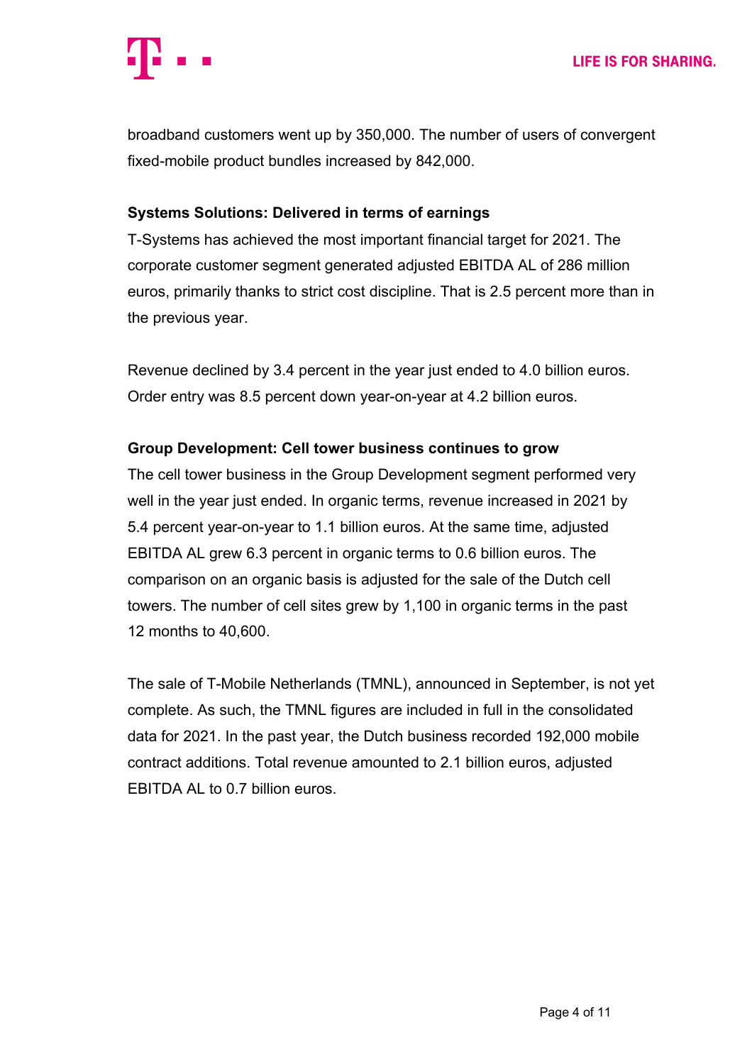broadband customers went up by 350,000. The number of users of convergent fixed-mobile product bundles increased by 842,000.

**Systems Solutions: Delivered in terms of earnings**

T-Systems has achieved the most important financial target for 2021. The corporate customer segment generated adjusted EBITDA AL of 286 million euros, primarily thanks to strict cost discipline. That is 2.5 percent more than in the previous year.

Revenue declined by 3.4 percent in the year just ended to 4.0 billion euros. Order entry was 8.5 percent down year-on-year at 4.2 billion euros.

**Group Development: Cell tower business continues to grow**

The cell tower business in the Group Development segment performed very well in the year just ended. In organic terms, revenue increased in 2021 by 5.4 percent year-on-year to 1.1 billion euros. At the same time, adjusted EBITDA AL grew 6.3 percent in organic terms to 0.6 billion euros. The comparison on an organic basis is adjusted for the sale of the Dutch cell towers. The number of cell sites grew by 1,100 in organic terms in the past 12 months to 40,600.

The sale of T-Mobile Netherlands (TMNL), announced in September, is not yet complete. As such, the TMNL figures are included in full in the consolidated data for 2021. In the past year, the Dutch business recorded 192,000 mobile contract additions. Total revenue amounted to 2.1 billion euros, adjusted EBITDA AL to 0.7 billion euros.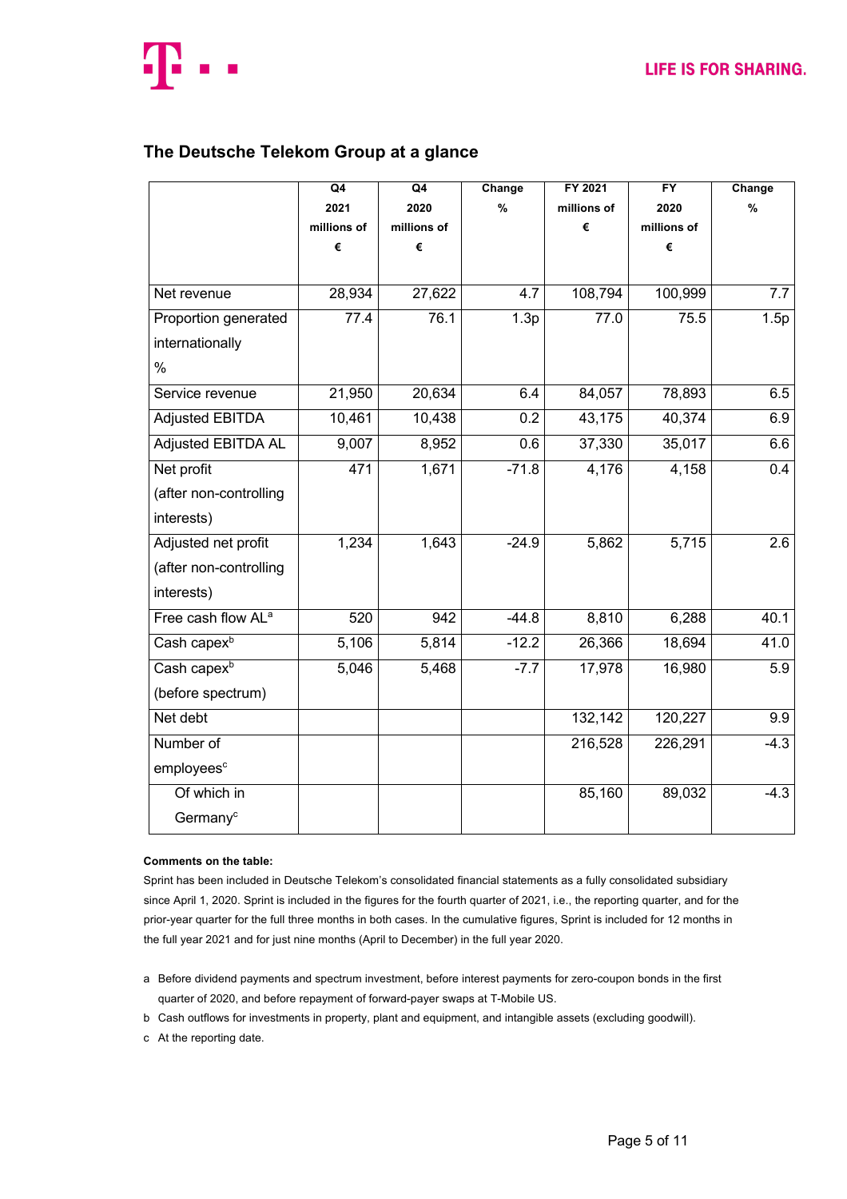## The Deutsche Telekom Group at a glance

| | Q4 2021 millions of € | Q4 2020 millions of € | Change % | FY 2021 millions of € | FY 2020 millions of € | Change % |
|---|---|---|---|---|---|---|
| Net revenue | 28,934 | 27,622 | 4.7 | 108,794 | 100,999 | 7.7 |
| Proportion generated internationally % | 77.4 | 76.1 | 1.3p | 77.0 | 75.5 | 1.5p |
| Service revenue | 21,950 | 20,634 | 6.4 | 84,057 | 78,893 | 6.5 |
| Adjusted EBITDA | 10,461 | 10,438 | 0.2 | 43,175 | 40,374 | 6.9 |
| Adjusted EBITDA AL | 9,007 | 8,952 | 0.6 | 37,330 | 35,017 | 6.6 |
| Net profit (after non-controlling interests) | 471 | 1,671 | -71.8 | 4,176 | 4,158 | 0.4 |
| Adjusted net profit (after non-controlling interests) | 1,234 | 1,643 | -24.9 | 5,862 | 5,715 | 2.6 |
| Free cash flow AL[a] | 520 | 942 | -44.8 | 8,810 | 6,288 | 40.1 |
| Cash capex[b] | 5,106 | 5,814 | -12.2 | 26,366 | 18,694 | 41.0 |
| Cash capex[b] (before spectrum) | 5,046 | 5,468 | -7.7 | 17,978 | 16,980 | 5.9 |
| Net debt | | | | 132,142 | 120,227 | 9.9 |
| Number of employees[c] | | | | 216,528 | 226,291 | -4.3 |
| Of which in Germany[c] | | | | 85,160 | 89,032 | -4.3 |

**Comments on the table:**

Sprint has been included in Deutsche Telekom's consolidated financial statements as a fully consolidated subsidiary since April 1, 2020. Sprint is included in the figures for the fourth quarter of 2021, i.e., the reporting quarter, and for the prior-year quarter for the full three months in both cases. In the cumulative figures, Sprint is included for 12 months in the full year 2021 and for just nine months (April to December) in the full year 2020.

a Before dividend payments and spectrum investment, before interest payments for zero-coupon bonds in the first quarter of 2020, and before repayment of forward-payer swaps at T-Mobile US.

b Cash outflows for investments in property, plant and equipment, and intangible assets (excluding goodwill).

c At the reporting date.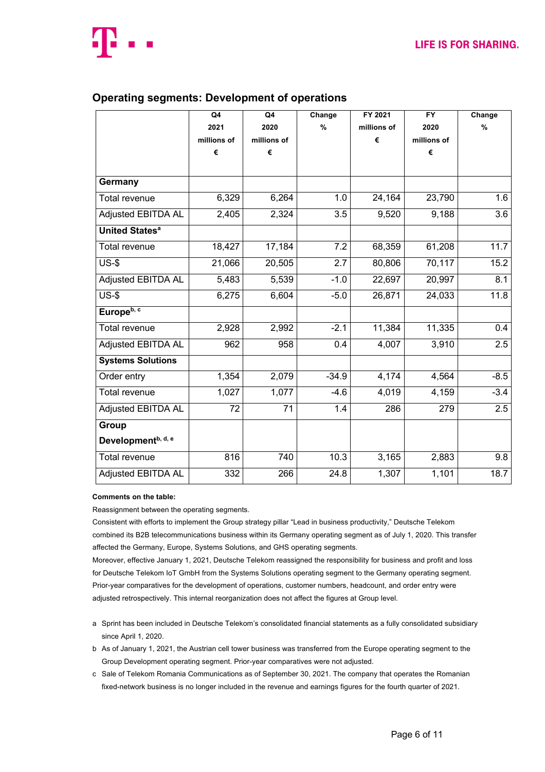## Operating segments: Development of operations

| | Q4 2021 millions of € | Q4 2020 millions of € | Change % | FY 2021 millions of € | FY 2020 millions of € | Change % |
|---|---|---|---|---|---|---|
| **Germany** | | | | | | |
| Total revenue | 6,329 | 6,264 | 1.0 | 24,164 | 23,790 | 1.6 |
| Adjusted EBITDA AL | 2,405 | 2,324 | 3.5 | 9,520 | 9,188 | 3.6 |
| **United States**[a] | | | | | | |
| Total revenue | 18,427 | 17,184 | 7.2 | 68,359 | 61,208 | 11.7 |
| US-$ | 21,066 | 20,505 | 2.7 | 80,806 | 70,117 | 15.2 |
| Adjusted EBITDA AL | 5,483 | 5,539 | -1.0 | 22,697 | 20,997 | 8.1 |
| US-$ | 6,275 | 6,604 | -5.0 | 26,871 | 24,033 | 11.8 |
| **Europe**[b, c] | | | | | | |
| Total revenue | 2,928 | 2,992 | -2.1 | 11,384 | 11,335 | 0.4 |
| Adjusted EBITDA AL | 962 | 958 | 0.4 | 4,007 | 3,910 | 2.5 |
| **Systems Solutions** | | | | | | |
| Order entry | 1,354 | 2,079 | -34.9 | 4,174 | 4,564 | -8.5 |
| Total revenue | 1,027 | 1,077 | -4.6 | 4,019 | 4,159 | -3.4 |
| Adjusted EBITDA AL | 72 | 71 | 1.4 | 286 | 279 | 2.5 |
| **Group Development**[b, d, e] | | | | | | |
| Total revenue | 816 | 740 | 10.3 | 3,165 | 2,883 | 9.8 |
| Adjusted EBITDA AL | 332 | 266 | 24.8 | 1,307 | 1,101 | 18.7 |

**Comments on the table:**

Reassignment between the operating segments.

Consistent with efforts to implement the Group strategy pillar "Lead in business productivity," Deutsche Telekom combined its B2B telecommunications business within its Germany operating segment as of July 1, 2020. This transfer affected the Germany, Europe, Systems Solutions, and GHS operating segments.

Moreover, effective January 1, 2021, Deutsche Telekom reassigned the responsibility for business and profit and loss for Deutsche Telekom IoT GmbH from the Systems Solutions operating segment to the Germany operating segment. Prior-year comparatives for the development of operations, customer numbers, headcount, and order entry were adjusted retrospectively. This internal reorganization does not affect the figures at Group level.

a Sprint has been included in Deutsche Telekom's consolidated financial statements as a fully consolidated subsidiary since April 1, 2020.

b As of January 1, 2021, the Austrian cell tower business was transferred from the Europe operating segment to the Group Development operating segment. Prior-year comparatives were not adjusted.

c Sale of Telekom Romania Communications as of September 30, 2021. The company that operates the Romanian fixed-network business is no longer included in the revenue and earnings figures for the fourth quarter of 2021.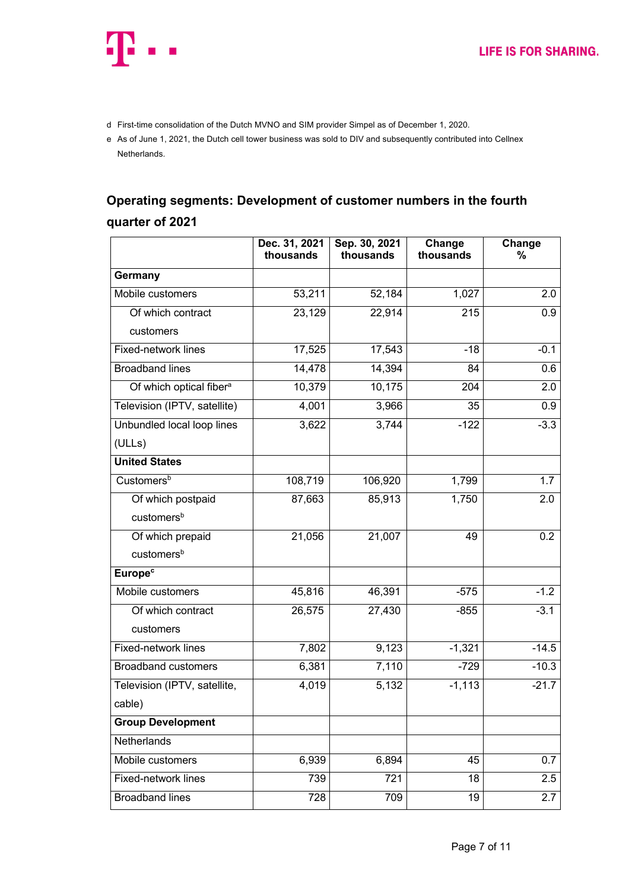d First-time consolidation of the Dutch MVNO and SIM provider Simpel as of December 1, 2020.

e As of June 1, 2021, the Dutch cell tower business was sold to DIV and subsequently contributed into Cellnex Netherlands.

## Operating segments: Development of customer numbers in the fourth quarter of 2021

| | Dec. 31, 2021 thousands | Sep. 30, 2021 thousands | Change thousands | Change % |
|---|---|---|---|---|
| **Germany** | | | | |
| Mobile customers | 53,211 | 52,184 | 1,027 | 2.0 |
| Of which contract customers | 23,129 | 22,914 | 215 | 0.9 |
| Fixed-network lines | 17,525 | 17,543 | -18 | -0.1 |
| Broadband lines | 14,478 | 14,394 | 84 | 0.6 |
| Of which optical fiber[a] | 10,379 | 10,175 | 204 | 2.0 |
| Television (IPTV, satellite) | 4,001 | 3,966 | 35 | 0.9 |
| Unbundled local loop lines (ULLs) | 3,622 | 3,744 | -122 | -3.3 |
| **United States** | | | | |
| Customers[b] | 108,719 | 106,920 | 1,799 | 1.7 |
| Of which postpaid customers[b] | 87,663 | 85,913 | 1,750 | 2.0 |
| Of which prepaid customers[b] | 21,056 | 21,007 | 49 | 0.2 |
| **Europe[c]** | | | | |
| Mobile customers | 45,816 | 46,391 | -575 | -1.2 |
| Of which contract customers | 26,575 | 27,430 | -855 | -3.1 |
| Fixed-network lines | 7,802 | 9,123 | -1,321 | -14.5 |
| Broadband customers | 6,381 | 7,110 | -729 | -10.3 |
| Television (IPTV, satellite, cable) | 4,019 | 5,132 | -1,113 | -21.7 |
| **Group Development** | | | | |
| Netherlands | | | | |
| Mobile customers | 6,939 | 6,894 | 45 | 0.7 |
| Fixed-network lines | 739 | 721 | 18 | 2.5 |
| Broadband lines | 728 | 709 | 19 | 2.7 |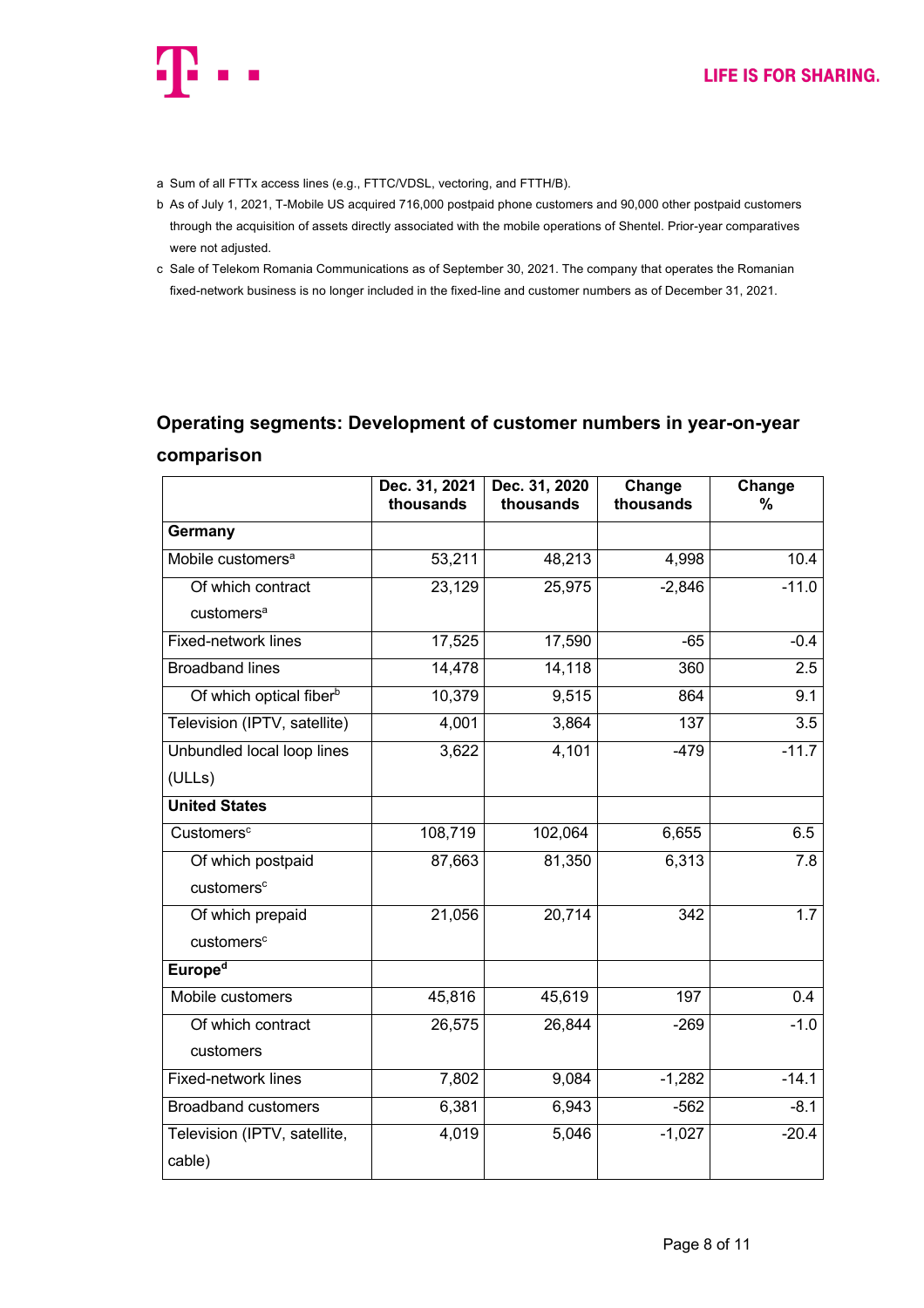a Sum of all FTTx access lines (e.g., FTTC/VDSL, vectoring, and FTTH/B).

b As of July 1, 2021, T-Mobile US acquired 716,000 postpaid phone customers and 90,000 other postpaid customers through the acquisition of assets directly associated with the mobile operations of Shentel. Prior-year comparatives were not adjusted.

c Sale of Telekom Romania Communications as of September 30, 2021. The company that operates the Romanian fixed-network business is no longer included in the fixed-line and customer numbers as of December 31, 2021.

## Operating segments: Development of customer numbers in year-on-year comparison

| | Dec. 31, 2021 thousands | Dec. 31, 2020 thousands | Change thousands | Change % |
|---|---|---|---|---|
| **Germany** | | | | |
| Mobile customers[a] | 53,211 | 48,213 | 4,998 | 10.4 |
| Of which contract customers[a] | 23,129 | 25,975 | -2,846 | -11.0 |
| Fixed-network lines | 17,525 | 17,590 | -65 | -0.4 |
| Broadband lines | 14,478 | 14,118 | 360 | 2.5 |
| Of which optical fiber[b] | 10,379 | 9,515 | 864 | 9.1 |
| Television (IPTV, satellite) | 4,001 | 3,864 | 137 | 3.5 |
| Unbundled local loop lines (ULLs) | 3,622 | 4,101 | -479 | -11.7 |
| **United States** | | | | |
| Customers[c] | 108,719 | 102,064 | 6,655 | 6.5 |
| Of which postpaid customers[c] | 87,663 | 81,350 | 6,313 | 7.8 |
| Of which prepaid customers[c] | 21,056 | 20,714 | 342 | 1.7 |
| **Europe[d]** | | | | |
| Mobile customers | 45,816 | 45,619 | 197 | 0.4 |
| Of which contract customers | 26,575 | 26,844 | -269 | -1.0 |
| Fixed-network lines | 7,802 | 9,084 | -1,282 | -14.1 |
| Broadband customers | 6,381 | 6,943 | -562 | -8.1 |
| Television (IPTV, satellite, cable) | 4,019 | 5,046 | -1,027 | -20.4 |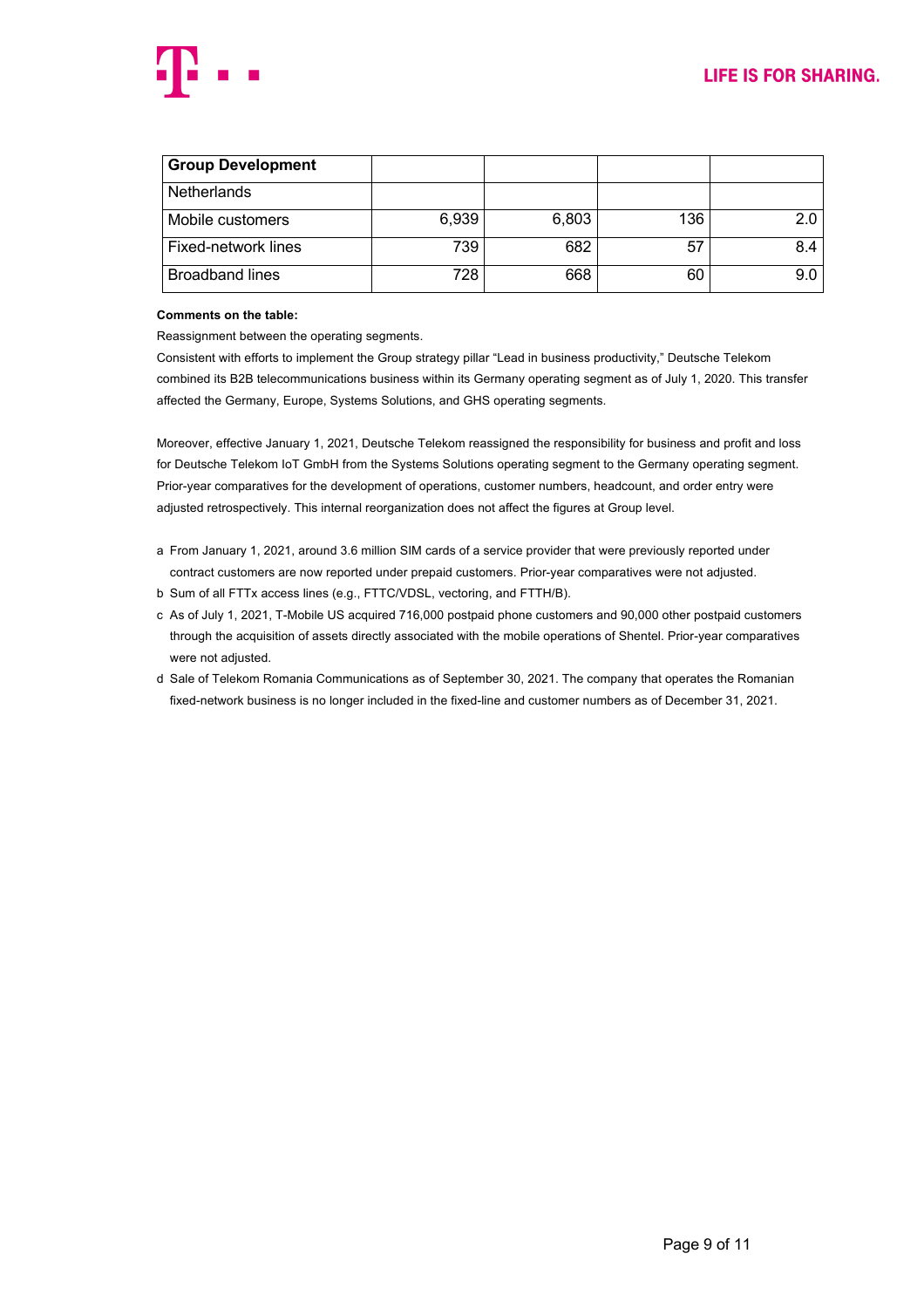| Group Development | | | | |
|---|---|---|---|---|
| Netherlands | | | | |
| Mobile customers | 6,939 | 6,803 | 136 | 2.0 |
| Fixed-network lines | 739 | 682 | 57 | 8.4 |
| Broadband lines | 728 | 668 | 60 | 9.0 |

**Comments on the table:**

Reassignment between the operating segments.

Consistent with efforts to implement the Group strategy pillar "Lead in business productivity," Deutsche Telekom combined its B2B telecommunications business within its Germany operating segment as of July 1, 2020. This transfer affected the Germany, Europe, Systems Solutions, and GHS operating segments.

Moreover, effective January 1, 2021, Deutsche Telekom reassigned the responsibility for business and profit and loss for Deutsche Telekom IoT GmbH from the Systems Solutions operating segment to the Germany operating segment. Prior-year comparatives for the development of operations, customer numbers, headcount, and order entry were adjusted retrospectively. This internal reorganization does not affect the figures at Group level.

a From January 1, 2021, around 3.6 million SIM cards of a service provider that were previously reported under contract customers are now reported under prepaid customers. Prior-year comparatives were not adjusted.

b Sum of all FTTx access lines (e.g., FTTC/VDSL, vectoring, and FTTH/B).

c As of July 1, 2021, T-Mobile US acquired 716,000 postpaid phone customers and 90,000 other postpaid customers through the acquisition of assets directly associated with the mobile operations of Shentel. Prior-year comparatives were not adjusted.

d Sale of Telekom Romania Communications as of September 30, 2021. The company that operates the Romanian fixed-network business is no longer included in the fixed-line and customer numbers as of December 31, 2021.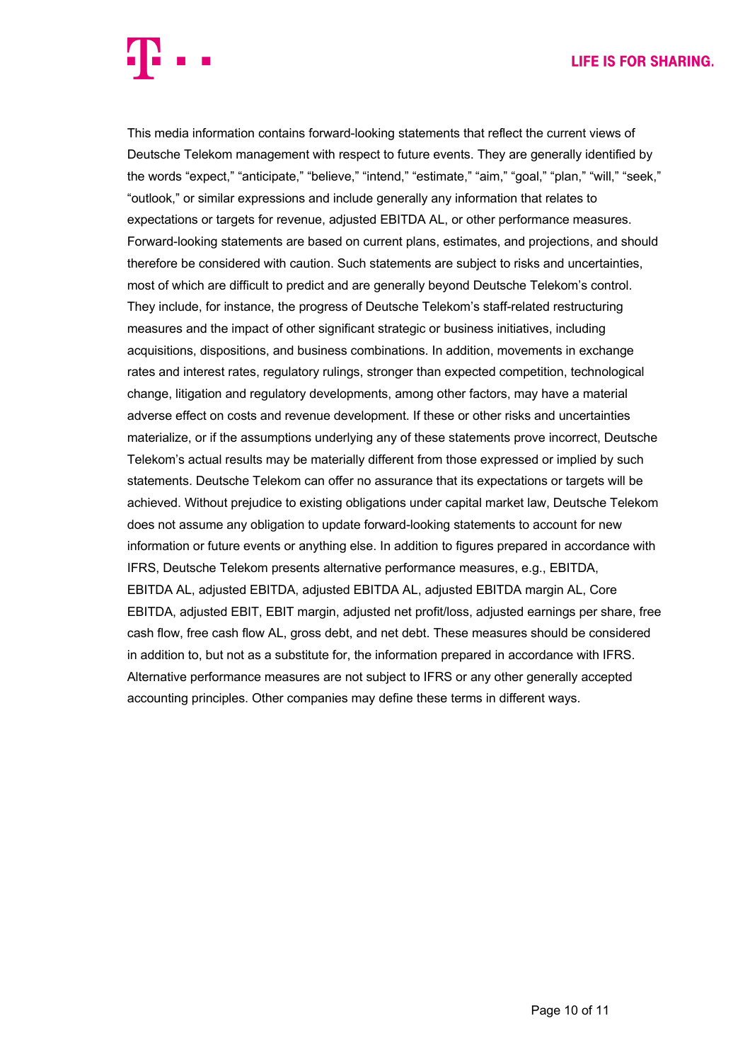This media information contains forward-looking statements that reflect the current views of Deutsche Telekom management with respect to future events. They are generally identified by the words “expect,” “anticipate,” “believe,” “intend,” “estimate,” “aim,” “goal,” “plan,” “will,” “seek,” “outlook,” or similar expressions and include generally any information that relates to expectations or targets for revenue, adjusted EBITDA AL, or other performance measures. Forward-looking statements are based on current plans, estimates, and projections, and should therefore be considered with caution. Such statements are subject to risks and uncertainties, most of which are difficult to predict and are generally beyond Deutsche Telekom’s control. They include, for instance, the progress of Deutsche Telekom’s staff-related restructuring measures and the impact of other significant strategic or business initiatives, including acquisitions, dispositions, and business combinations. In addition, movements in exchange rates and interest rates, regulatory rulings, stronger than expected competition, technological change, litigation and regulatory developments, among other factors, may have a material adverse effect on costs and revenue development. If these or other risks and uncertainties materialize, or if the assumptions underlying any of these statements prove incorrect, Deutsche Telekom’s actual results may be materially different from those expressed or implied by such statements. Deutsche Telekom can offer no assurance that its expectations or targets will be achieved. Without prejudice to existing obligations under capital market law, Deutsche Telekom does not assume any obligation to update forward-looking statements to account for new information or future events or anything else. In addition to figures prepared in accordance with IFRS, Deutsche Telekom presents alternative performance measures, e.g., EBITDA, EBITDA AL, adjusted EBITDA, adjusted EBITDA AL, adjusted EBITDA margin AL, Core EBITDA, adjusted EBIT, EBIT margin, adjusted net profit/loss, adjusted earnings per share, free cash flow, free cash flow AL, gross debt, and net debt. These measures should be considered in addition to, but not as a substitute for, the information prepared in accordance with IFRS. Alternative performance measures are not subject to IFRS or any other generally accepted accounting principles. Other companies may define these terms in different ways.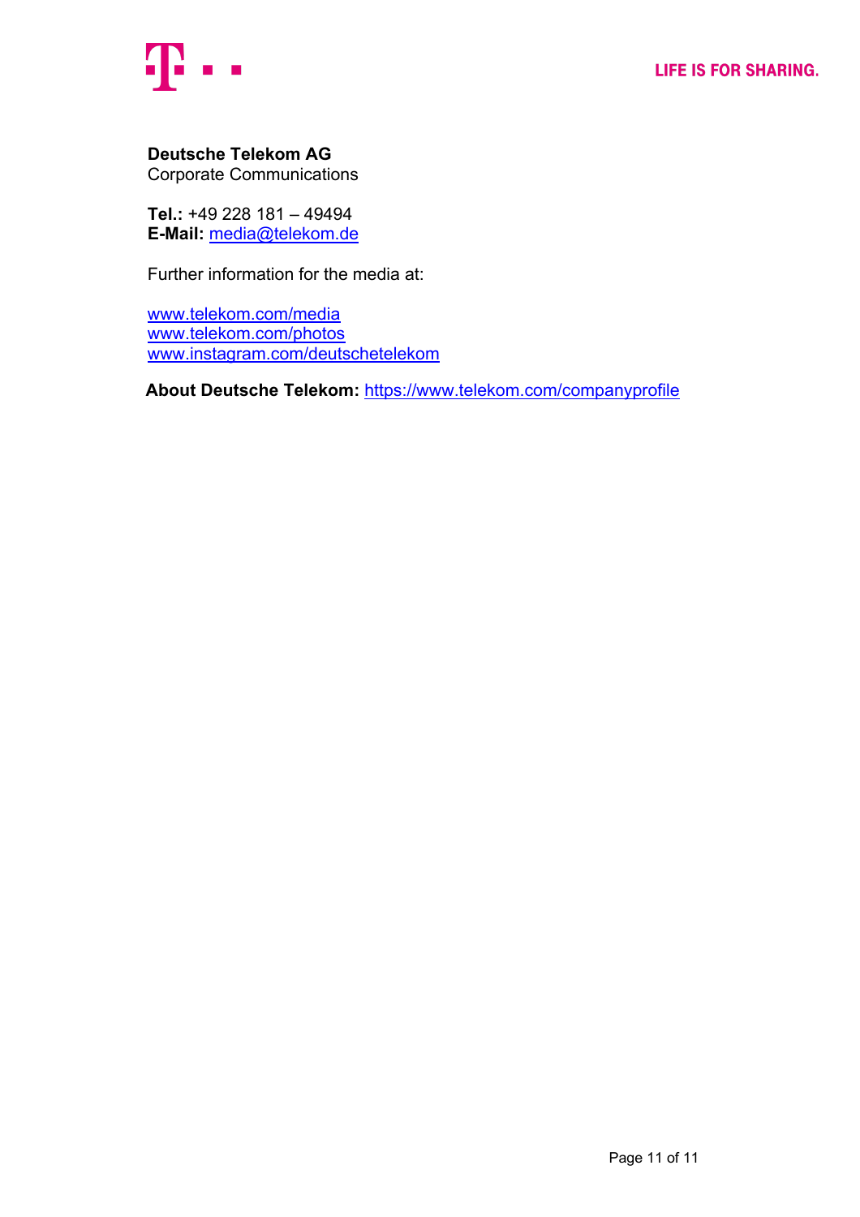**Deutsche Telekom AG**
Corporate Communications

**Tel.:** +49 228 181 – 49494
**E-Mail:** [media@telekom.de](mailto:media@telekom.de)

Further information for the media at:

[www.telekom.com/media](http://www.telekom.com/media)
[www.telekom.com/photos](http://www.telekom.com/photos)
[www.instagram.com/deutschetelekom](http://www.instagram.com/deutschetelekom)

**About Deutsche Telekom:** [https://www.telekom.com/companyprofile](https://www.telekom.com/companyprofile)